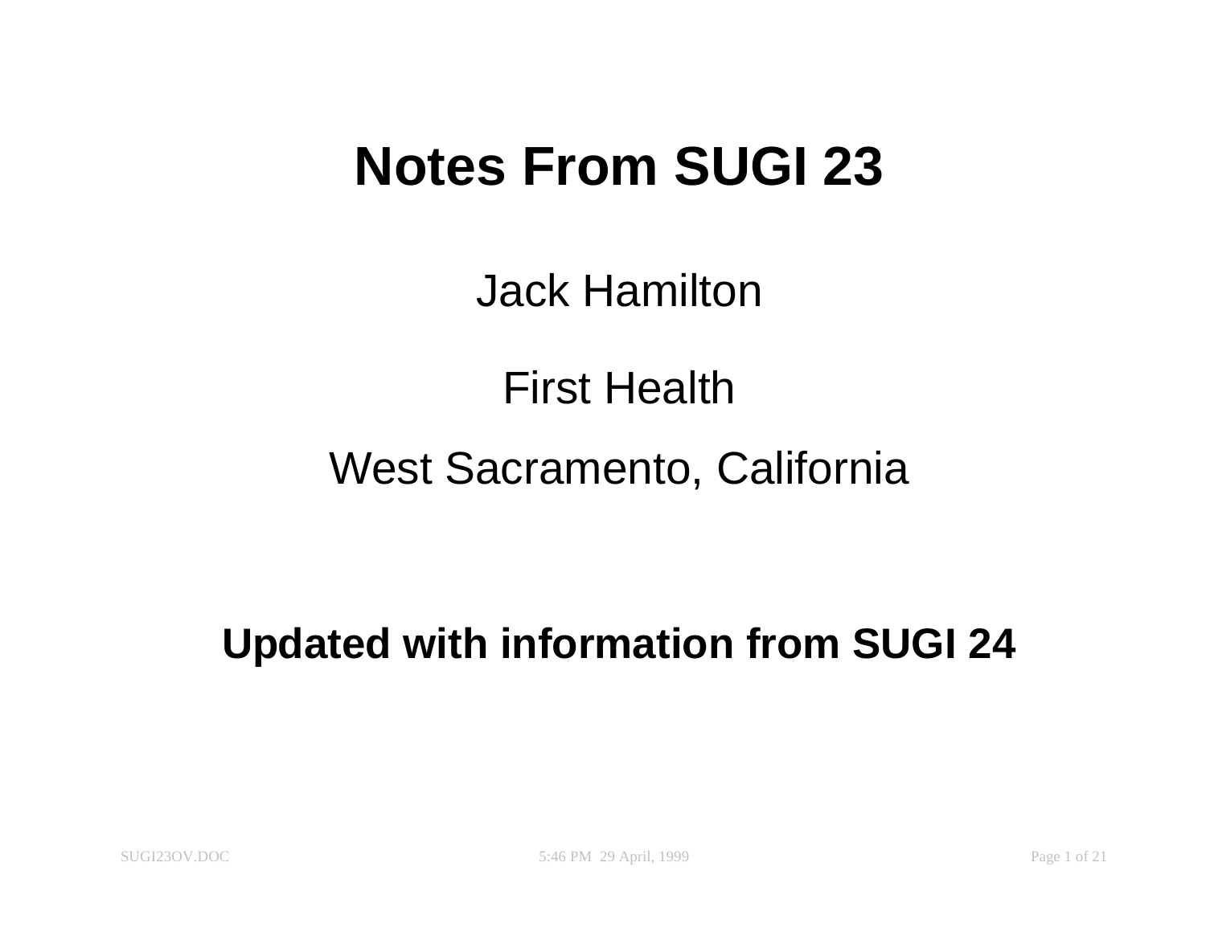# Notes From SUGI 23

Jack Hamilton

First Health

West Sacramento, California

**Updated with information from SUGI 24**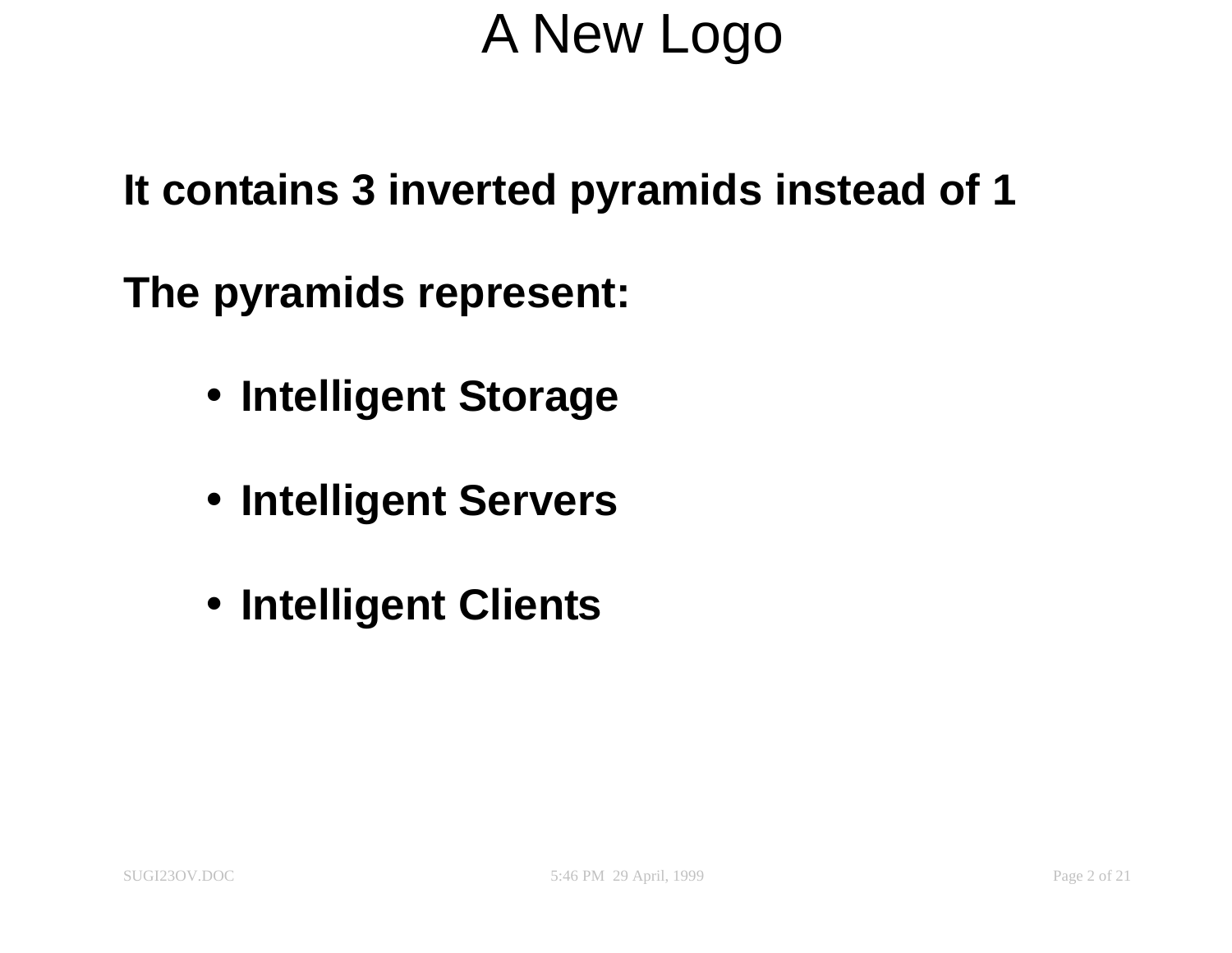# A New Logo

**It contains 3 inverted pyramids instead of 1**

**The pyramids represent:**

- **Intelligent Storage**
- **Intelligent Servers**
- **Intelligent Clients**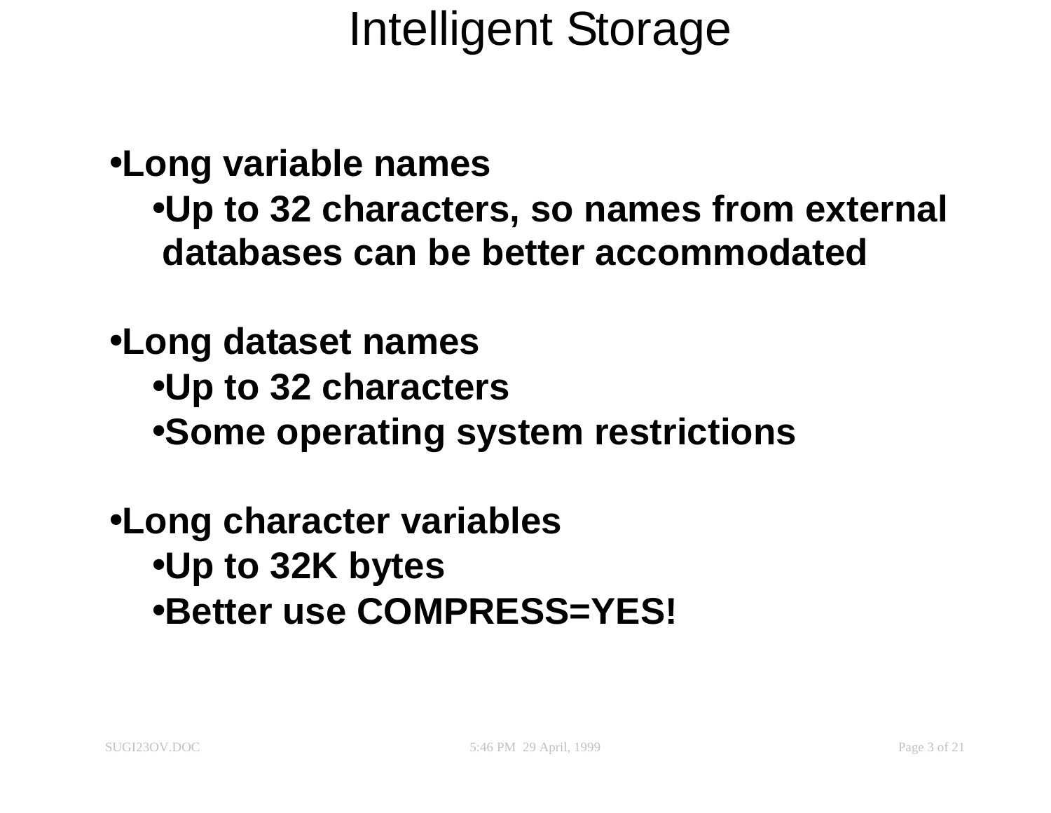# Intelligent Storage

- **Long variable names**
  - **Up to 32 characters, so names from external databases can be better accommodated**

- **Long dataset names**
  - **Up to 32 characters**
  - **Some operating system restrictions**

- **Long character variables**
  - **Up to 32K bytes**
  - **Better use COMPRESS=YES!**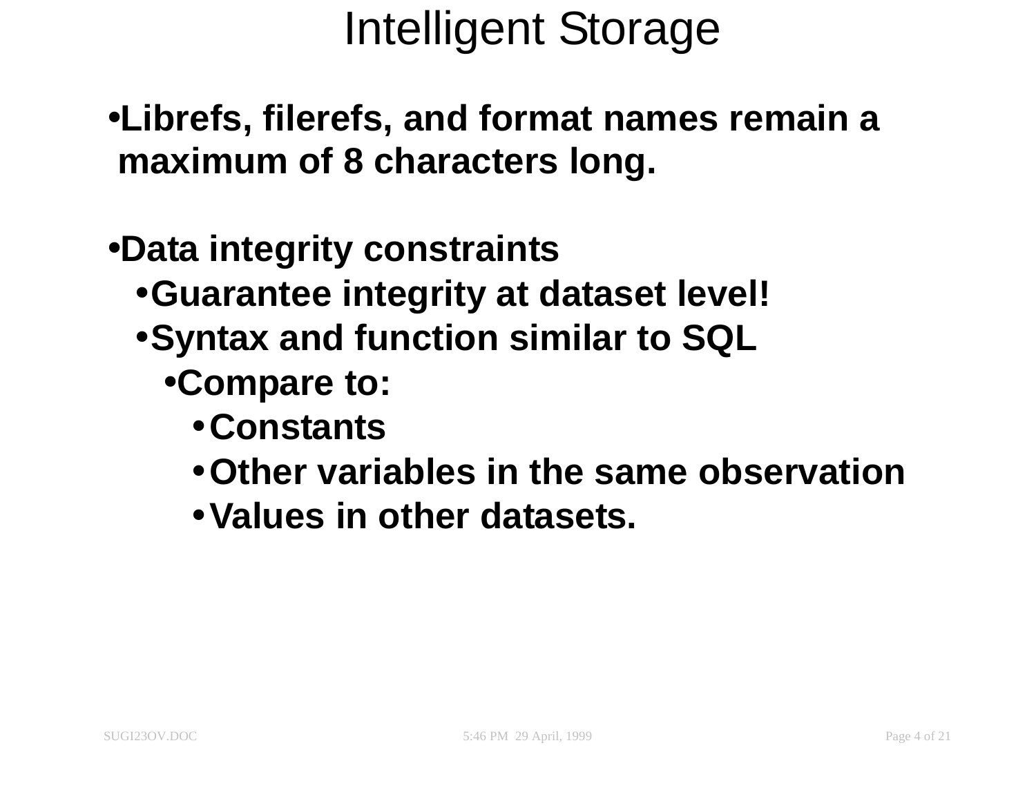# Intelligent Storage

- **Librefs, filerefs, and format names remain a maximum of 8 characters long.**

- **Data integrity constraints**
  - **Guarantee integrity at dataset level!**
  - **Syntax and function similar to SQL**
    - **Compare to:**
      - **Constants**
      - **Other variables in the same observation**
      - **Values in other datasets.**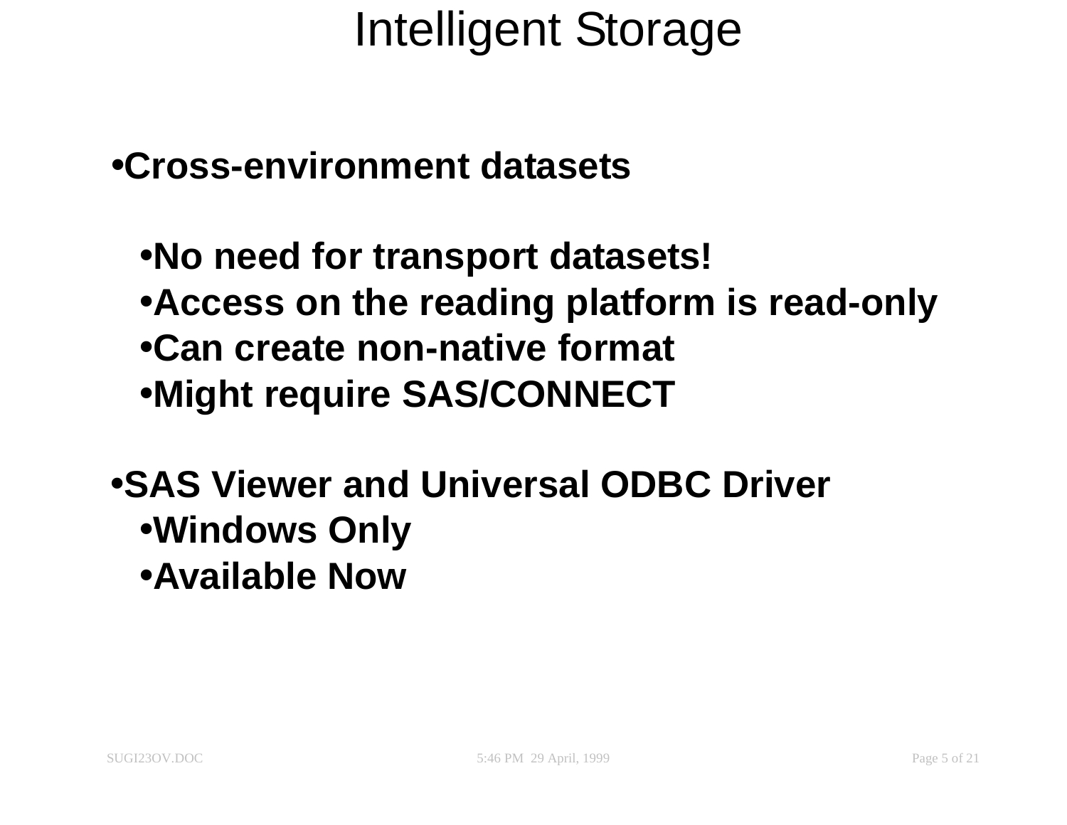# Intelligent Storage

- **Cross-environment datasets**
  - **No need for transport datasets!**
  - **Access on the reading platform is read-only**
  - **Can create non-native format**
  - **Might require SAS/CONNECT**
- **SAS Viewer and Universal ODBC Driver**
  - **Windows Only**
  - **Available Now**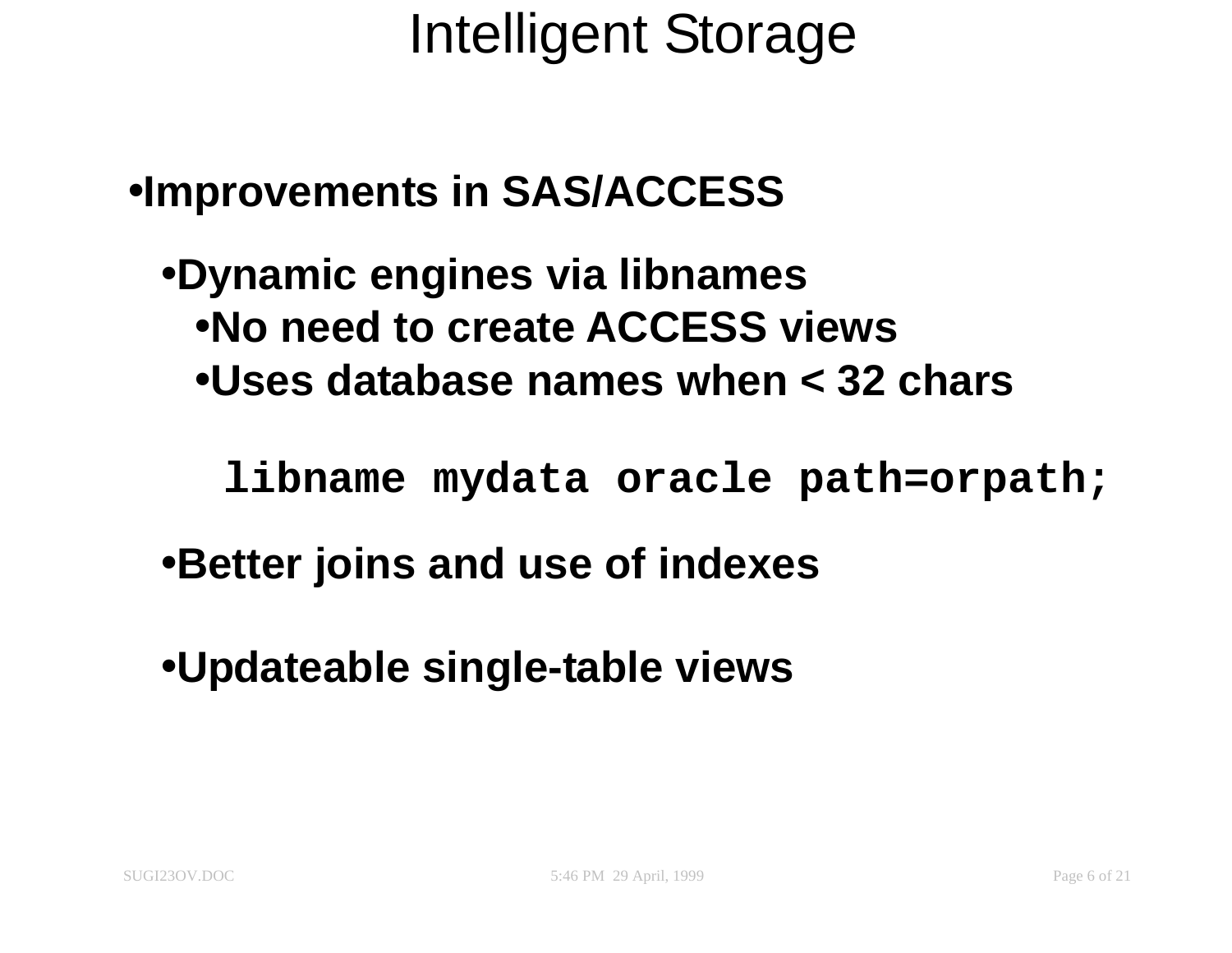# Intelligent Storage

- **Improvements in SAS/ACCESS**
  - **Dynamic engines via libnames**
    - **No need to create ACCESS views**
    - **Uses database names when < 32 chars**

```
libname mydata oracle path=orpath;
```

  - **Better joins and use of indexes**
  - **Updateable single-table views**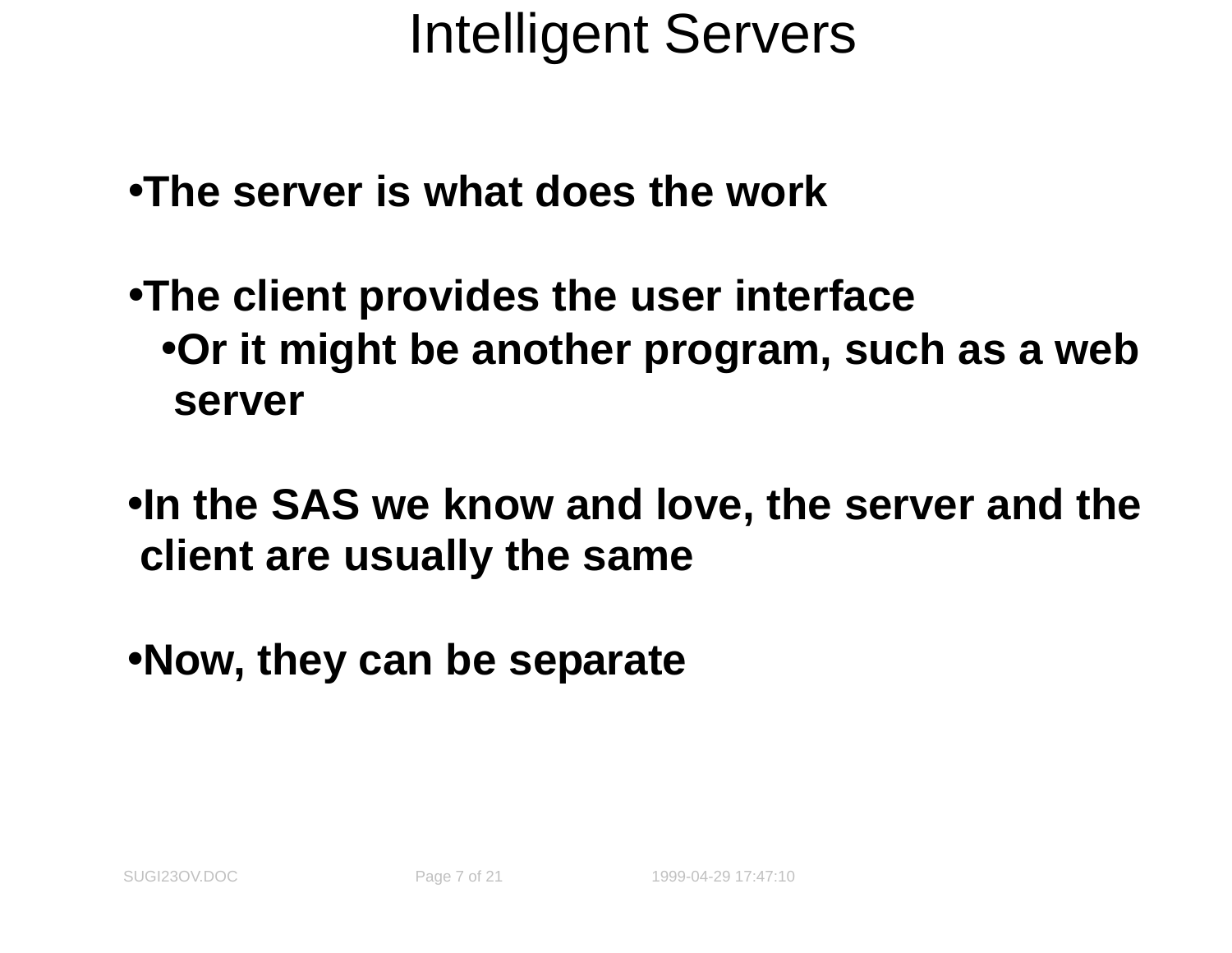# Intelligent Servers

- **The server is what does the work**
- **The client provides the user interface**
  - **Or it might be another program, such as a web server**
- **In the SAS we know and love, the server and the client are usually the same**
- **Now, they can be separate**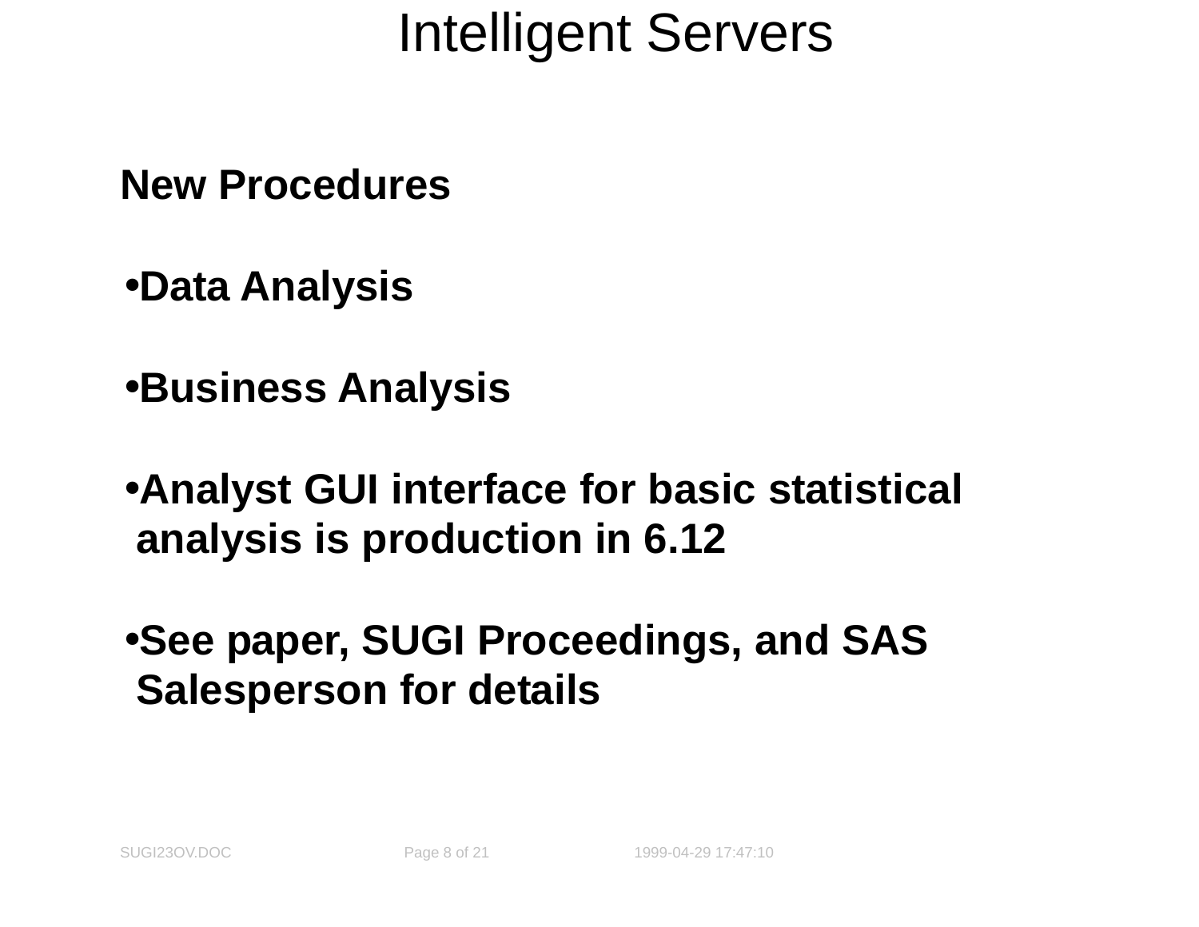# Intelligent Servers

**New Procedures**

- **Data Analysis**
- **Business Analysis**
- **Analyst GUI interface for basic statistical analysis is production in 6.12**
- **See paper, SUGI Proceedings, and SAS Salesperson for details**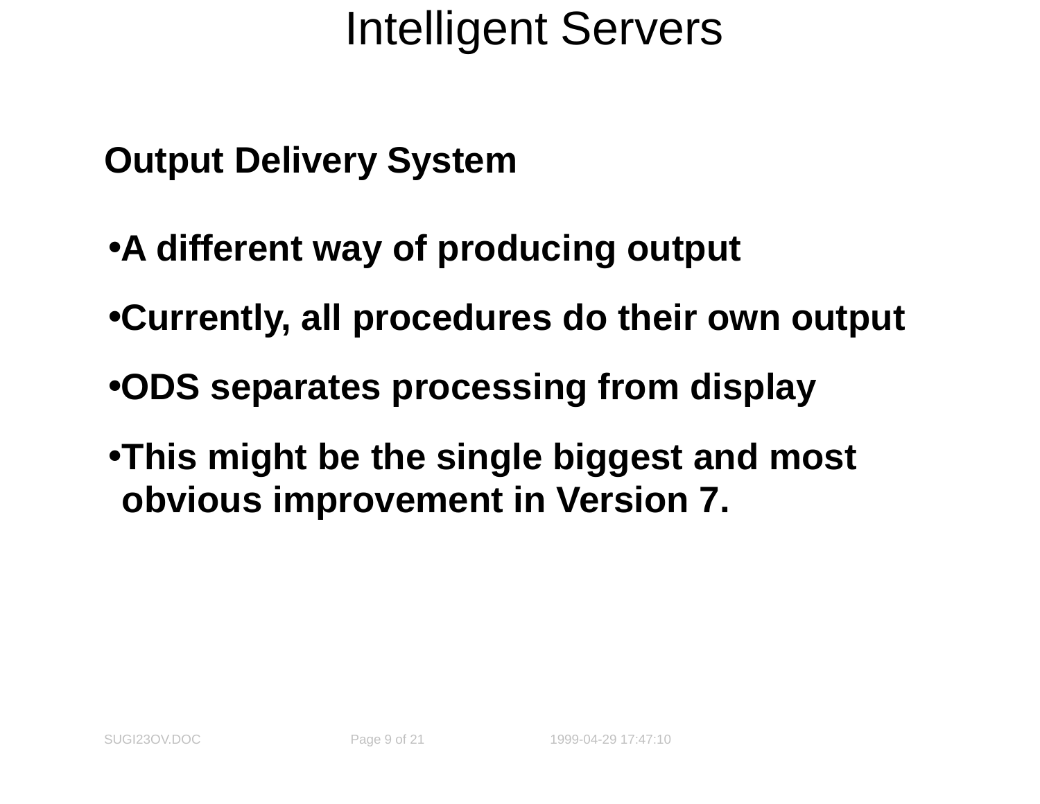# Intelligent Servers

## Output Delivery System

- **A different way of producing output**
- **Currently, all procedures do their own output**
- **ODS separates processing from display**
- **This might be the single biggest and most obvious improvement in Version 7.**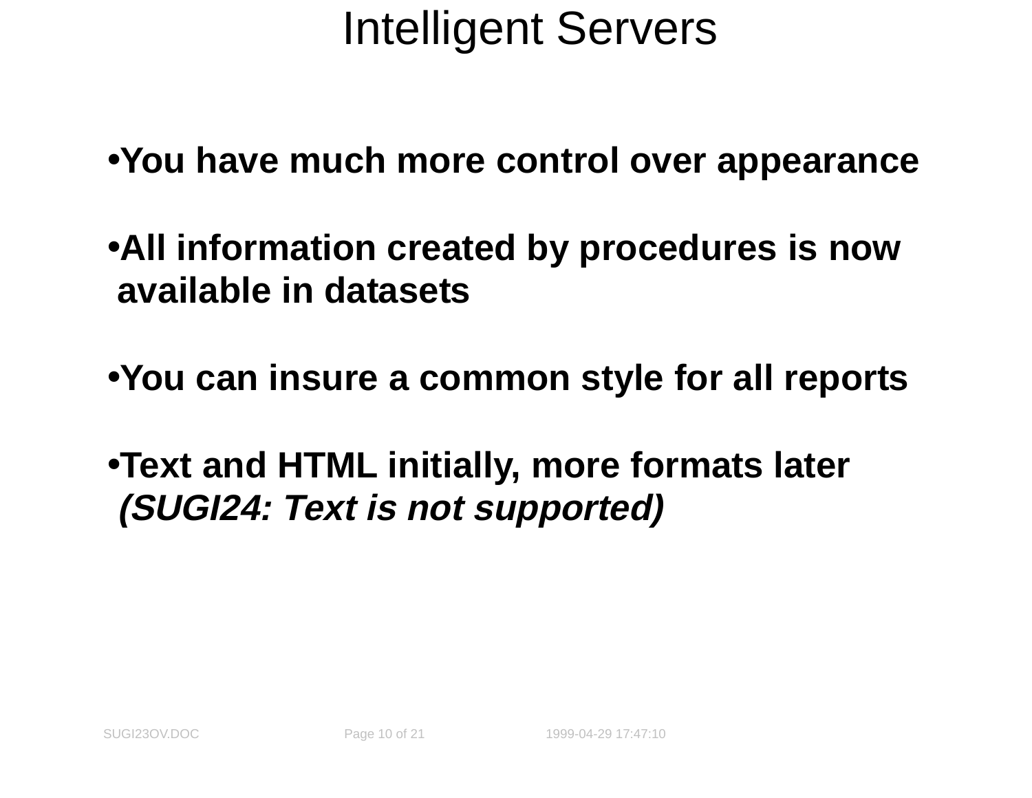# Intelligent Servers

- **You have much more control over appearance**
- **All information created by procedures is now available in datasets**
- **You can insure a common style for all reports**
- **Text and HTML initially, more formats later** ***(SUGI24: Text is not supported)***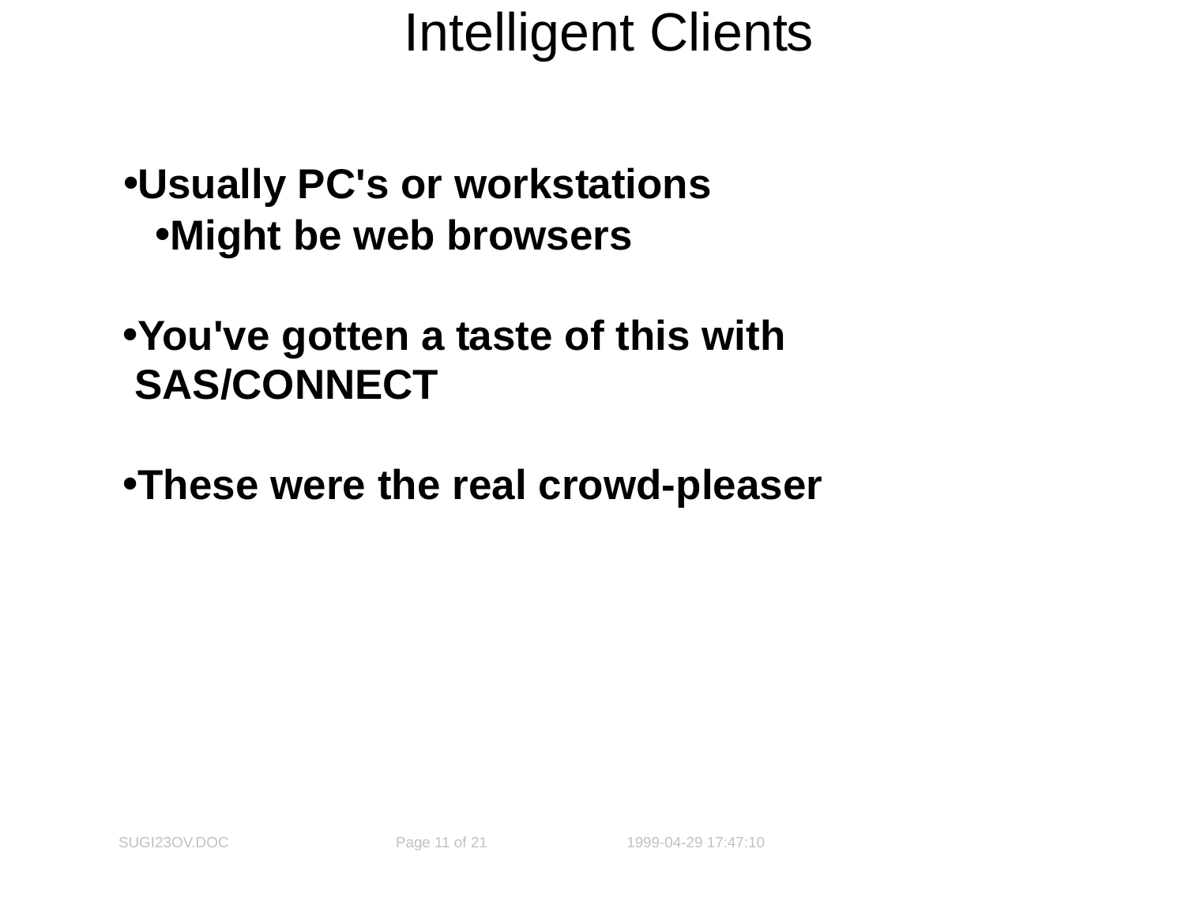# Intelligent Clients

- **Usually PC's or workstations**
  - **Might be web browsers**
- **You've gotten a taste of this with SAS/CONNECT**
- **These were the real crowd-pleaser**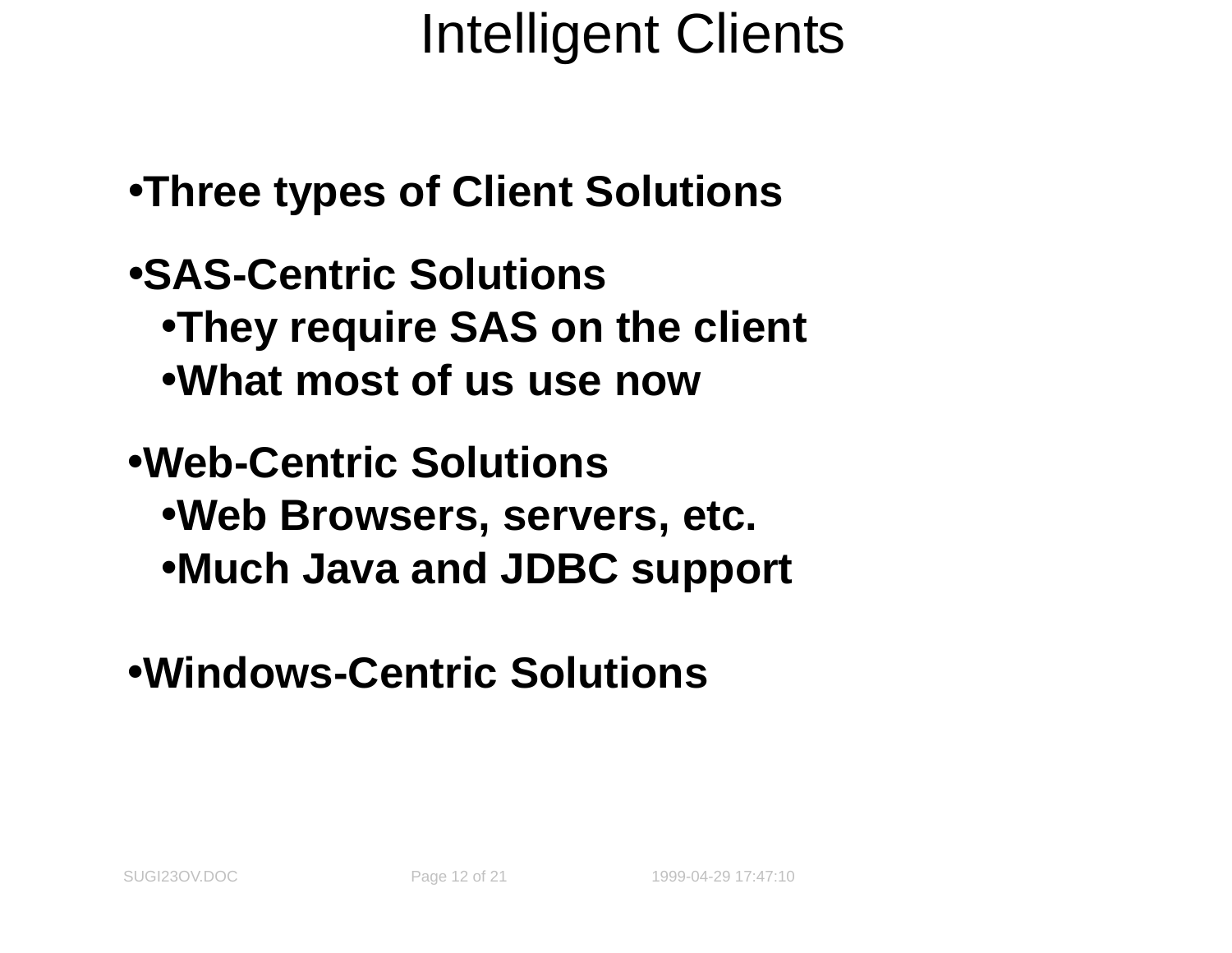# Intelligent Clients

- **Three types of Client Solutions**
- **SAS-Centric Solutions**
  - **They require SAS on the client**
  - **What most of us use now**
- **Web-Centric Solutions**
  - **Web Browsers, servers, etc.**
  - **Much Java and JDBC support**
- **Windows-Centric Solutions**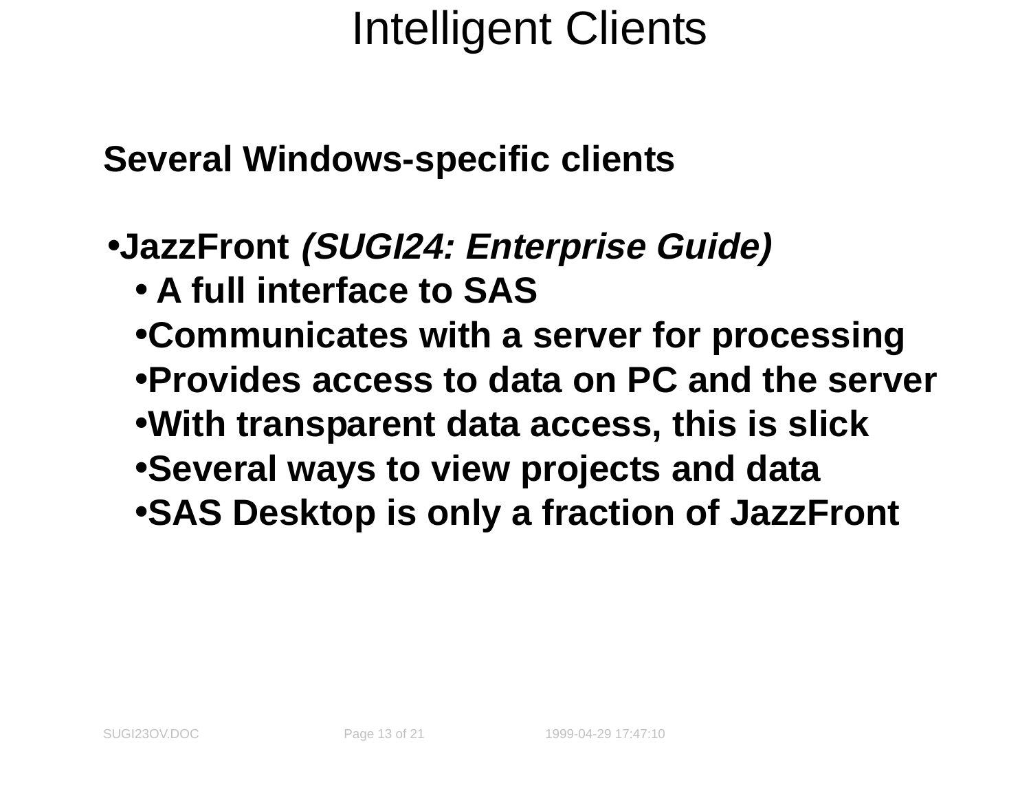# Intelligent Clients

**Several Windows-specific clients**

- **JazzFront *(SUGI24: Enterprise Guide)***
  - **A full interface to SAS**
  - **Communicates with a server for processing**
  - **Provides access to data on PC and the server**
  - **With transparent data access, this is slick**
  - **Several ways to view projects and data**
  - **SAS Desktop is only a fraction of JazzFront**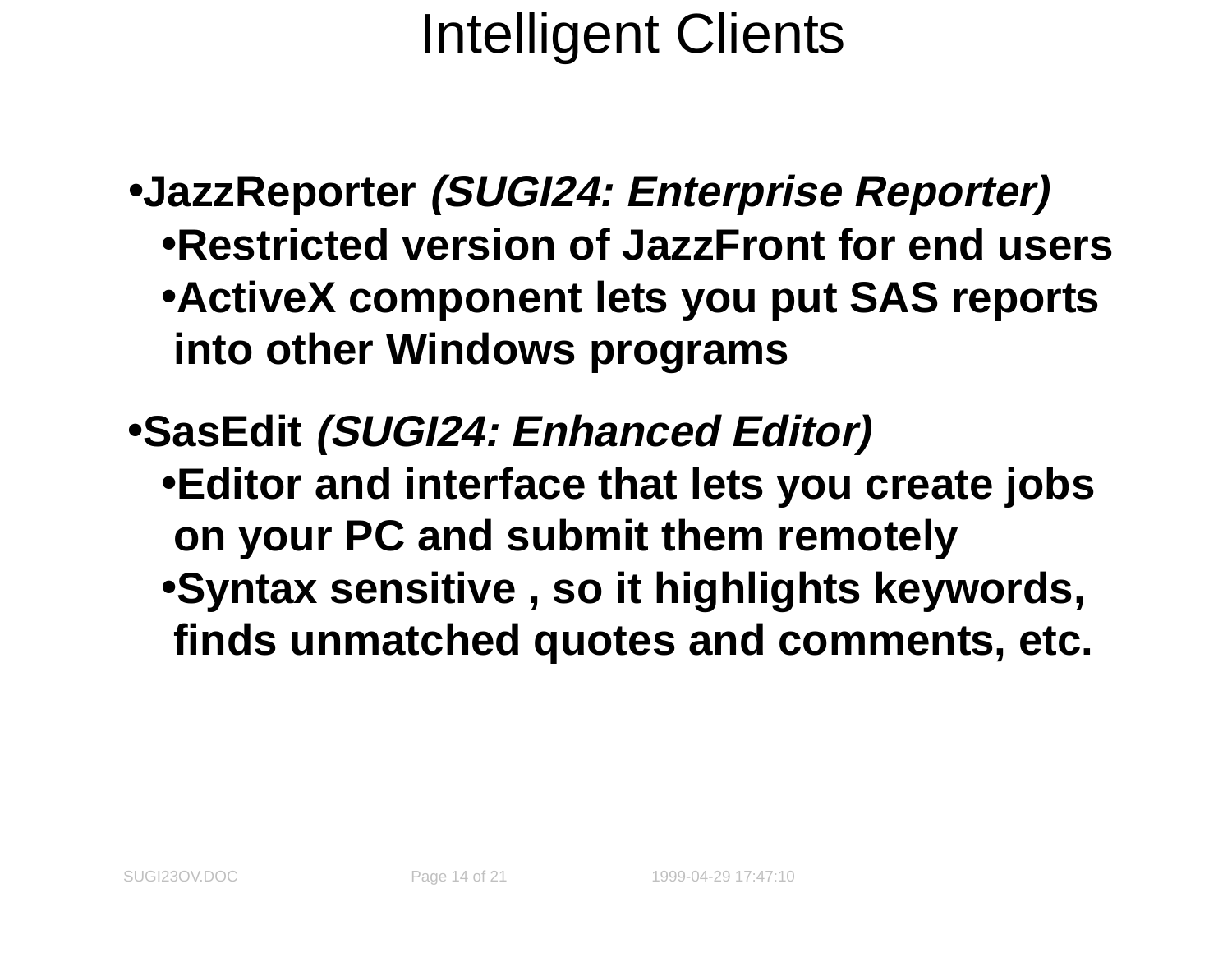# Intelligent Clients

- **JazzReporter *(SUGI24: Enterprise Reporter)***
  - **Restricted version of JazzFront for end users**
  - **ActiveX component lets you put SAS reports into other Windows programs**

- **SasEdit *(SUGI24: Enhanced Editor)***
  - **Editor and interface that lets you create jobs on your PC and submit them remotely**
  - **Syntax sensitive , so it highlights keywords, finds unmatched quotes and comments, etc.**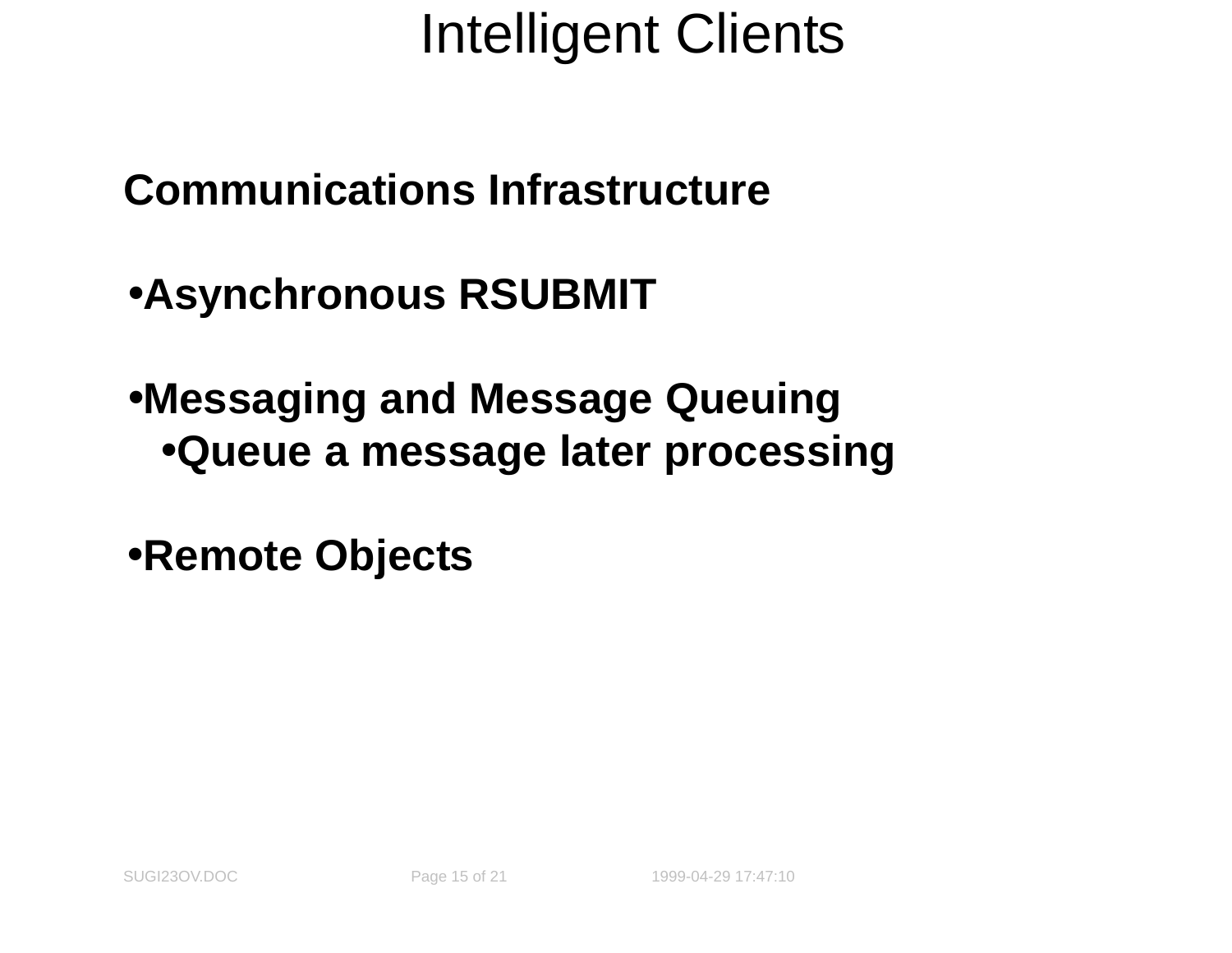# Intelligent Clients

## Communications Infrastructure

- Asynchronous RSUBMIT

- Messaging and Message Queuing
    - Queue a message later processing

- Remote Objects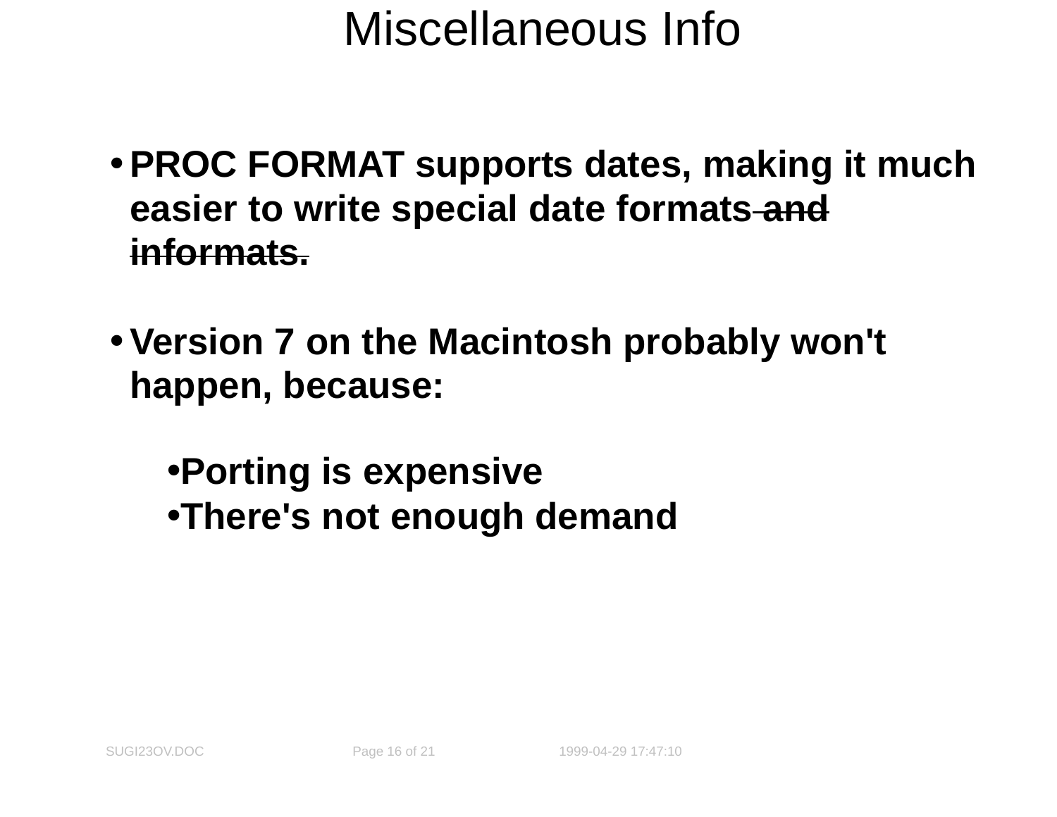# Miscellaneous Info

- **PROC FORMAT supports dates, making it much easier to write special date formats ~~and informats.~~**

- **Version 7 on the Macintosh probably won't happen, because:**
  - **Porting is expensive**
  - **There's not enough demand**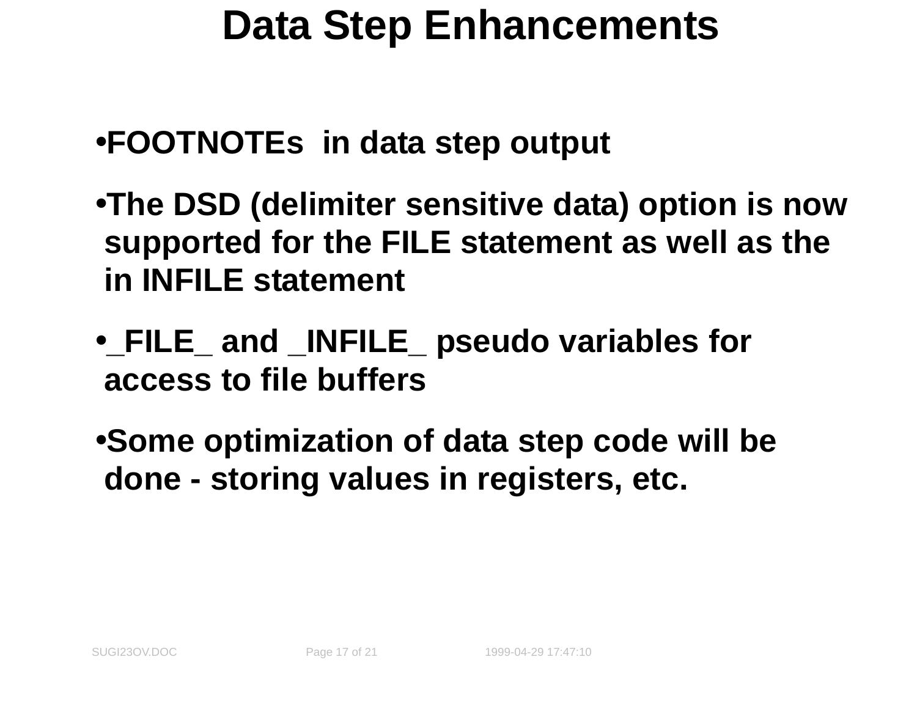# Data Step Enhancements

- **FOOTNOTEs in data step output**
- **The DSD (delimiter sensitive data) option is now supported for the FILE statement as well as the in INFILE statement**
- **_FILE_ and _INFILE_ pseudo variables for access to file buffers**
- **Some optimization of data step code will be done - storing values in registers, etc.**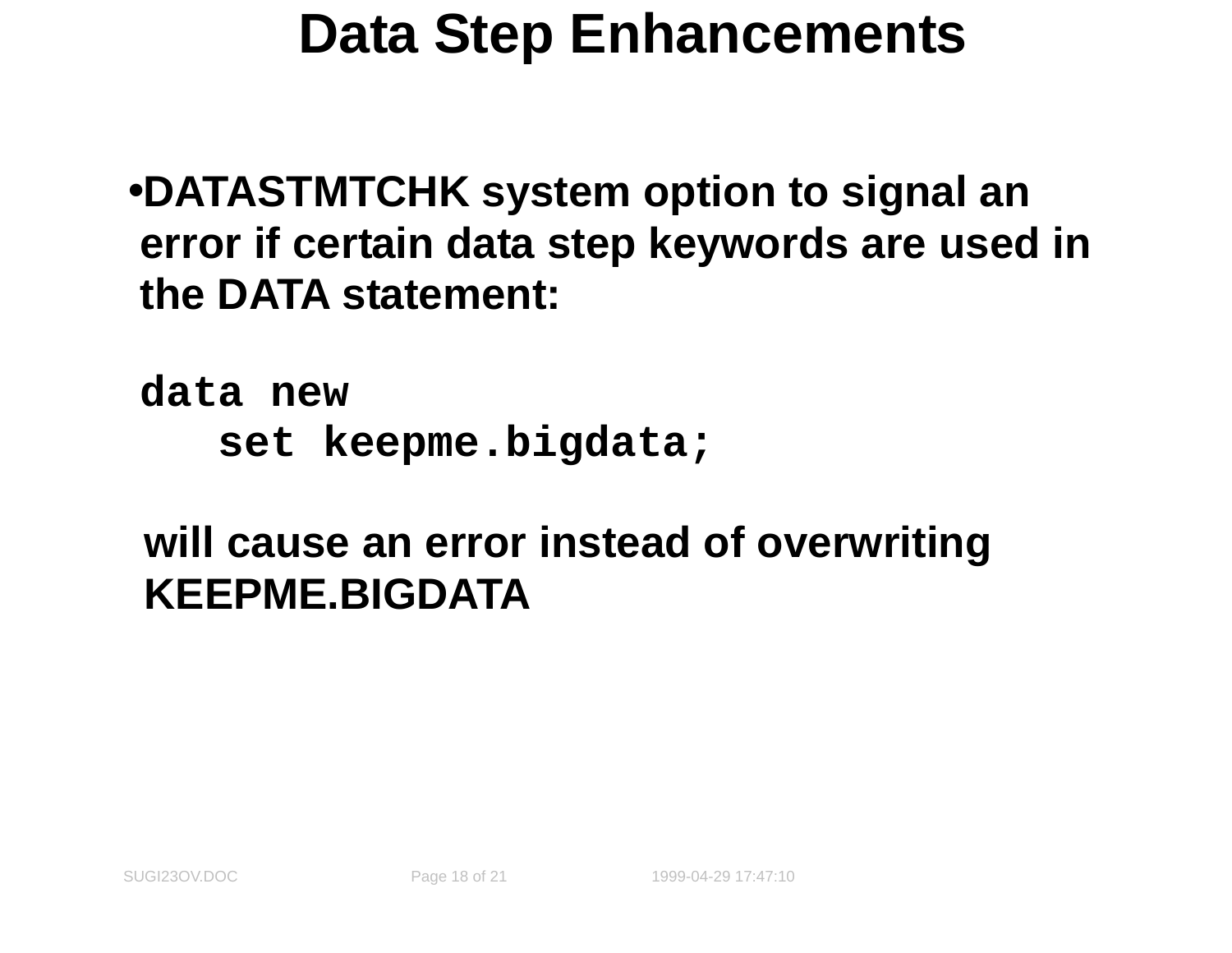# Data Step Enhancements

- DATASTMTCHK system option to signal an error if certain data step keywords are used in the DATA statement:

```
data new
   set keepme.bigdata;
```

  will cause an error instead of overwriting KEEPME.BIGDATA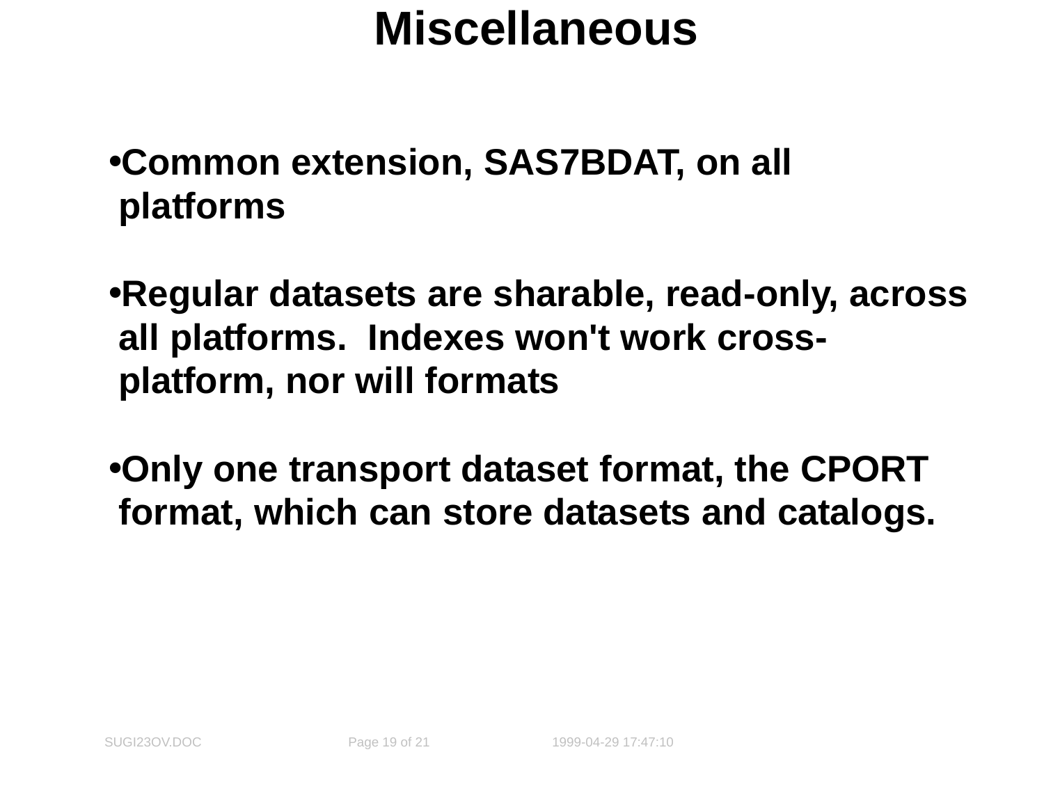# Miscellaneous

- **Common extension, SAS7BDAT, on all platforms**

- **Regular datasets are sharable, read-only, across all platforms. Indexes won't work cross-platform, nor will formats**

- **Only one transport dataset format, the CPORT format, which can store datasets and catalogs.**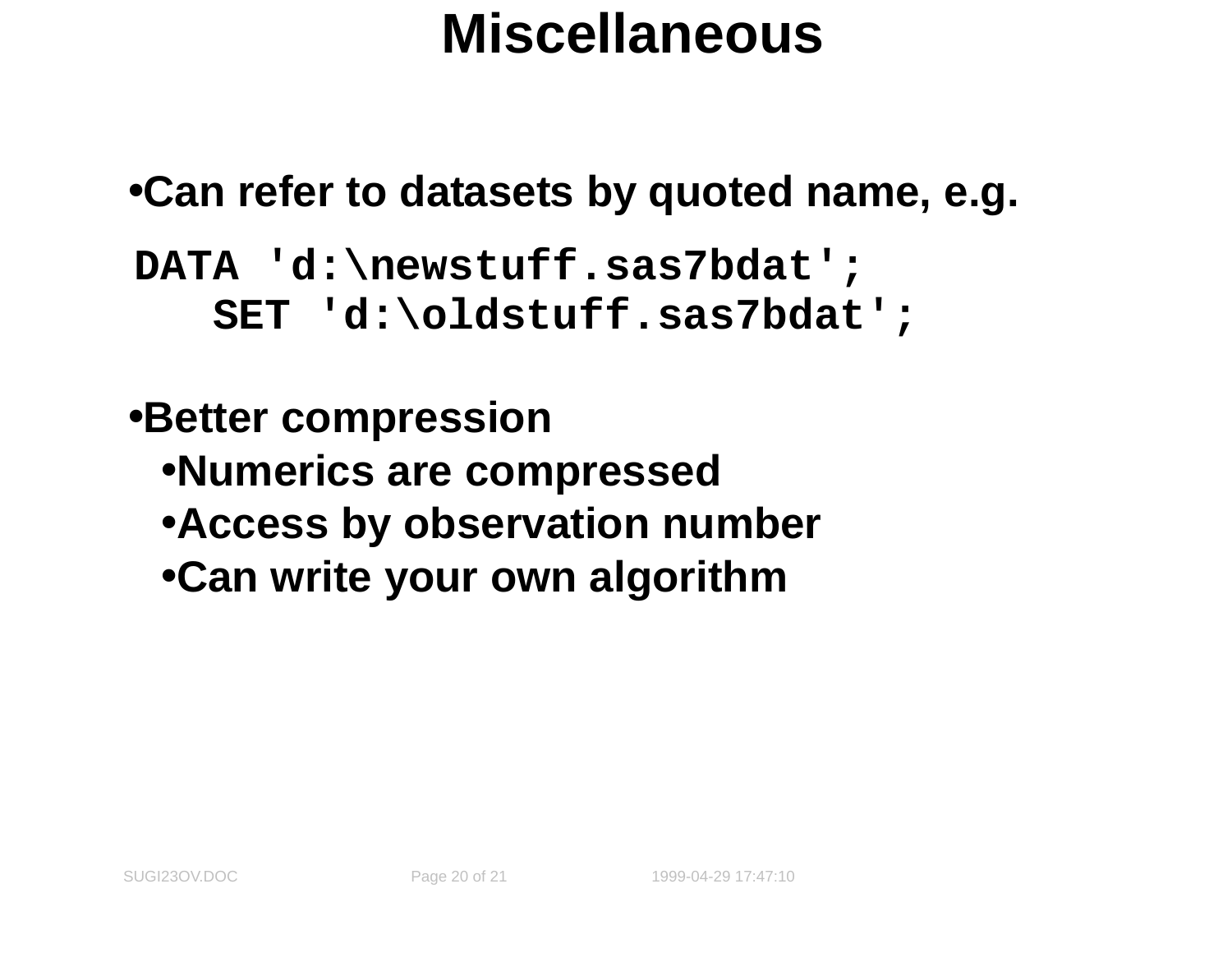# Miscellaneous

- Can refer to datasets by quoted name, e.g.

```
DATA 'd:\newstuff.sas7bdat';
   SET 'd:\oldstuff.sas7bdat';
```

- Better compression
  - Numerics are compressed
  - Access by observation number
  - Can write your own algorithm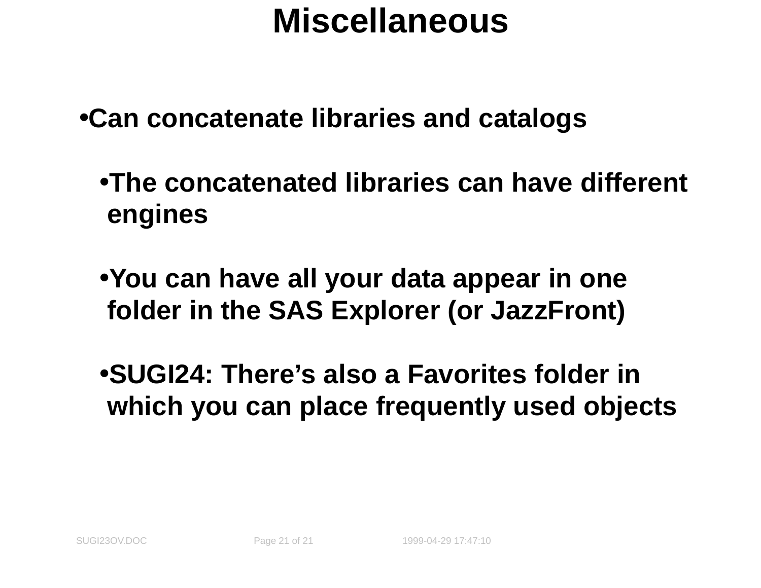# Miscellaneous

- Can concatenate libraries and catalogs
  - The concatenated libraries can have different engines
  - You can have all your data appear in one folder in the SAS Explorer (or JazzFront)
  - SUGI24: There's also a Favorites folder in which you can place frequently used objects